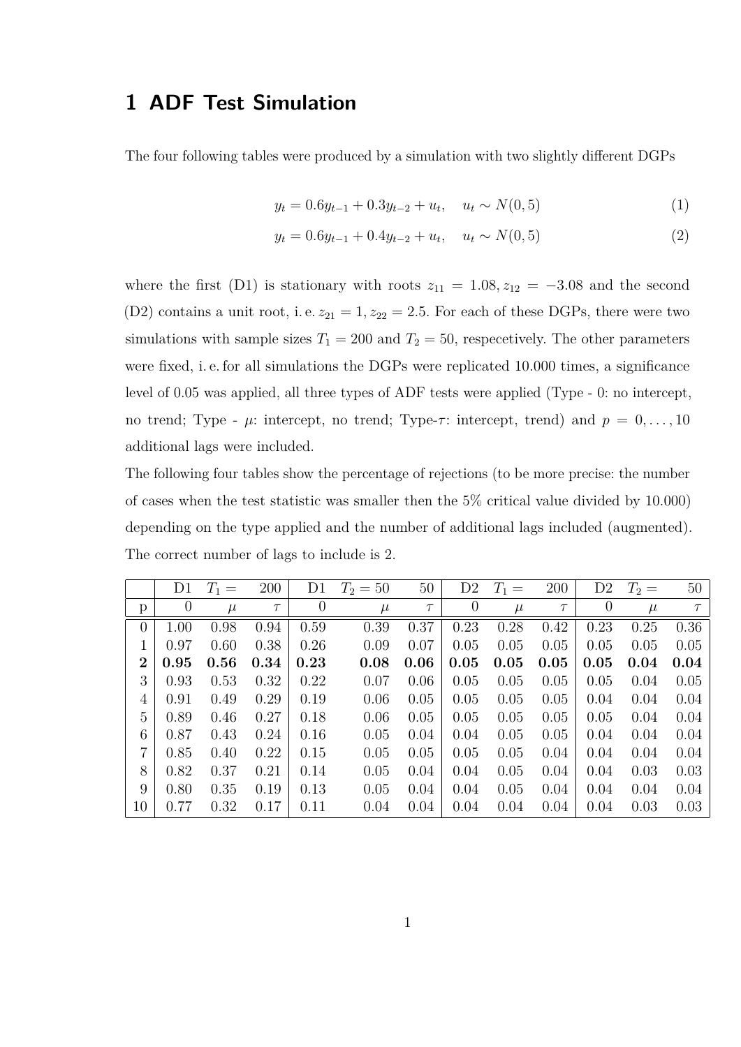# 1 ADF Test Simulation

The four following tables were produced by a simulation with two slightly different DGPs

$$y_t = 0.6y_{t-1} + 0.3y_{t-2} + u_t, \quad u_t \sim N(0, 5) \tag{1}$$

$$y_t = 0.6y_{t-1} + 0.4y_{t-2} + u_t, \quad u_t \sim N(0, 5) \tag{2}$$

where the first (D1) is stationary with roots $z_{11} = 1.08, z_{12} = -3.08$ and the second (D2) contains a unit root, i. e. $z_{21} = 1, z_{22} = 2.5$. For each of these DGPs, there were two simulations with sample sizes $T_1 = 200$ and $T_2 = 50$, respecetively. The other parameters were fixed, i. e. for all simulations the DGPs were replicated 10.000 times, a significance level of 0.05 was applied, all three types of ADF tests were applied (Type - 0: no intercept, no trend; Type - $\mu$: intercept, no trend; Type-$\tau$: intercept, trend) and $p = 0, \ldots, 10$ additional lags were included.

The following four tables show the percentage of rejections (to be more precise: the number of cases when the test statistic was smaller then the 5% critical value divided by 10.000) depending on the type applied and the number of additional lags included (augmented). The correct number of lags to include is 2.

| | D1 | $T_1 =$ | 200 | D1 | $T_2 = 50$ | 50 | D2 | $T_1 =$ | 200 | D2 | $T_2 =$ | 50 |
|---|---|---|---|---|---|---|---|---|---|---|---|---|
| p | 0 | $\mu$ | $\tau$ | 0 | $\mu$ | $\tau$ | 0 | $\mu$ | $\tau$ | 0 | $\mu$ | $\tau$ |
| 0 | 1.00 | 0.98 | 0.94 | 0.59 | 0.39 | 0.37 | 0.23 | 0.28 | 0.42 | 0.23 | 0.25 | 0.36 |
| 1 | 0.97 | 0.60 | 0.38 | 0.26 | 0.09 | 0.07 | 0.05 | 0.05 | 0.05 | 0.05 | 0.05 | 0.05 |
| **2** | **0.95** | **0.56** | **0.34** | **0.23** | **0.08** | **0.06** | **0.05** | **0.05** | **0.05** | **0.05** | **0.04** | **0.04** |
| 3 | 0.93 | 0.53 | 0.32 | 0.22 | 0.07 | 0.06 | 0.05 | 0.05 | 0.05 | 0.05 | 0.04 | 0.05 |
| 4 | 0.91 | 0.49 | 0.29 | 0.19 | 0.06 | 0.05 | 0.05 | 0.05 | 0.05 | 0.04 | 0.04 | 0.04 |
| 5 | 0.89 | 0.46 | 0.27 | 0.18 | 0.06 | 0.05 | 0.05 | 0.05 | 0.05 | 0.05 | 0.04 | 0.04 |
| 6 | 0.87 | 0.43 | 0.24 | 0.16 | 0.05 | 0.04 | 0.04 | 0.05 | 0.05 | 0.04 | 0.04 | 0.04 |
| 7 | 0.85 | 0.40 | 0.22 | 0.15 | 0.05 | 0.05 | 0.05 | 0.05 | 0.04 | 0.04 | 0.04 | 0.04 |
| 8 | 0.82 | 0.37 | 0.21 | 0.14 | 0.05 | 0.04 | 0.04 | 0.05 | 0.04 | 0.04 | 0.03 | 0.03 |
| 9 | 0.80 | 0.35 | 0.19 | 0.13 | 0.05 | 0.04 | 0.04 | 0.05 | 0.04 | 0.04 | 0.04 | 0.04 |
| 10 | 0.77 | 0.32 | 0.17 | 0.11 | 0.04 | 0.04 | 0.04 | 0.04 | 0.04 | 0.04 | 0.03 | 0.03 |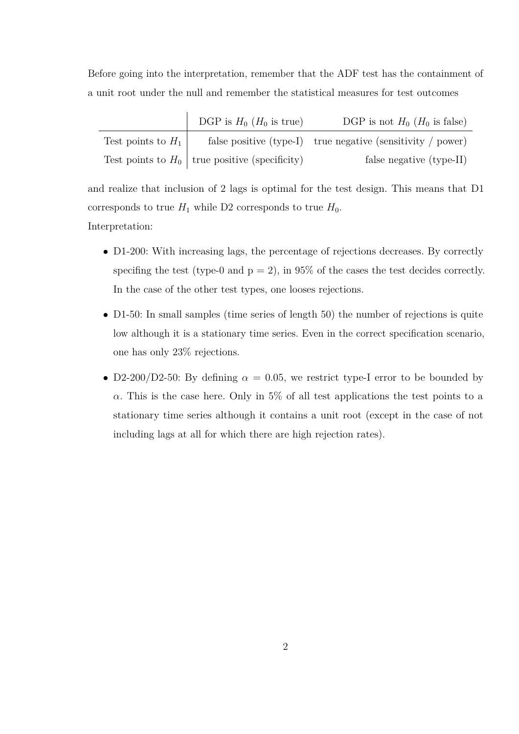Before going into the interpretation, remember that the ADF test has the containment of a unit root under the null and remember the statistical measures for test outcomes

| | DGP is $H_0$ ($H_0$ is true) | DGP is not $H_0$ ($H_0$ is false) |
|---|---|---|
| Test points to $H_1$ | false positive (type-I) | true negative (sensitivity / power) |
| Test points to $H_0$ | true positive (specificity) | false negative (type-II) |

and realize that inclusion of 2 lags is optimal for the test design. This means that D1 corresponds to true $H_1$ while D2 corresponds to true $H_0$.

Interpretation:

- D1-200: With increasing lags, the percentage of rejections decreases. By correctly specifing the test (type-0 and p = 2), in 95% of the cases the test decides correctly. In the case of the other test types, one looses rejections.
- D1-50: In small samples (time series of length 50) the number of rejections is quite low although it is a stationary time series. Even in the correct specification scenario, one has only 23% rejections.
- D2-200/D2-50: By defining $\alpha = 0.05$, we restrict type-I error to be bounded by $\alpha$. This is the case here. Only in 5% of all test applications the test points to a stationary time series although it contains a unit root (except in the case of not including lags at all for which there are high rejection rates).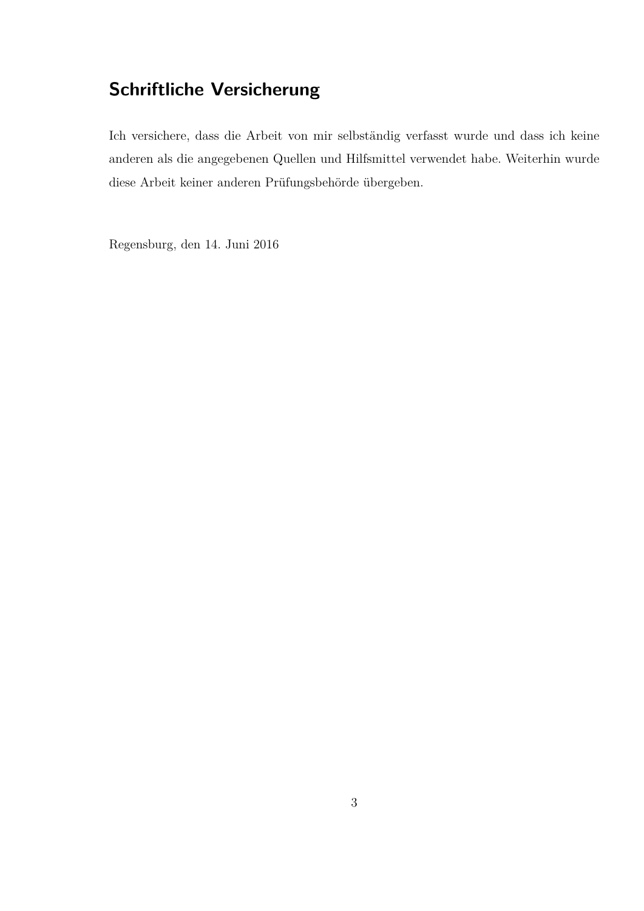## Schriftliche Versicherung

Ich versichere, dass die Arbeit von mir selbständig verfasst wurde und dass ich keine anderen als die angegebenen Quellen und Hilfsmittel verwendet habe. Weiterhin wurde diese Arbeit keiner anderen Prüfungsbehörde übergeben.

Regensburg, den 14. Juni 2016